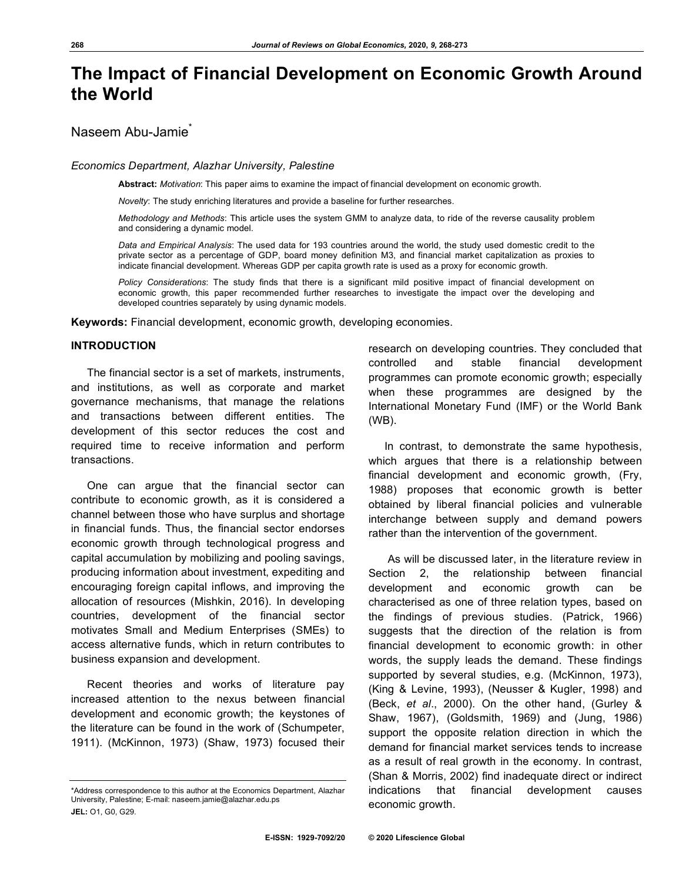# The Impact of Financial Development on Economic Growth Around the World

Naseem Abu-Jamie*

*Economics Department, Alazhar University, Palestine*

**Abstract:** *Motivation*: This paper aims to examine the impact of financial development on economic growth.

*Novelty*: The study enriching literatures and provide a baseline for further researches.

*Methodology and Methods*: This article uses the system GMM to analyze data, to ride of the reverse causality problem and considering a dynamic model.

*Data and Empirical Analysis*: The used data for 193 countries around the world, the study used domestic credit to the private sector as a percentage of GDP, board money definition M3, and financial market capitalization as proxies to indicate financial development. Whereas GDP per capita growth rate is used as a proxy for economic growth.

*Policy Considerations*: The study finds that there is a significant mild positive impact of financial development on economic growth, this paper recommended further researches to investigate the impact over the developing and developed countries separately by using dynamic models.

**Keywords:** Financial development, economic growth, developing economies.

## INTRODUCTION

The financial sector is a set of markets, instruments, and institutions, as well as corporate and market governance mechanisms, that manage the relations and transactions between different entities. The development of this sector reduces the cost and required time to receive information and perform transactions.

One can argue that the financial sector can contribute to economic growth, as it is considered a channel between those who have surplus and shortage in financial funds. Thus, the financial sector endorses economic growth through technological progress and capital accumulation by mobilizing and pooling savings, producing information about investment, expediting and encouraging foreign capital inflows, and improving the allocation of resources (Mishkin, 2016). In developing countries, development of the financial sector motivates Small and Medium Enterprises (SMEs) to access alternative funds, which in return contributes to business expansion and development.

Recent theories and works of literature pay increased attention to the nexus between financial development and economic growth; the keystones of the literature can be found in the work of (Schumpeter, 1911). (McKinnon, 1973) (Shaw, 1973) focused their research on developing countries. They concluded that controlled and stable financial development programmes can promote economic growth; especially when these programmes are designed by the International Monetary Fund (IMF) or the World Bank (WB).

In contrast, to demonstrate the same hypothesis, which argues that there is a relationship between financial development and economic growth, (Fry, 1988) proposes that economic growth is better obtained by liberal financial policies and vulnerable interchange between supply and demand powers rather than the intervention of the government.

As will be discussed later, in the literature review in Section 2, the relationship between financial development and economic growth can be characterised as one of three relation types, based on the findings of previous studies. (Patrick, 1966) suggests that the direction of the relation is from financial development to economic growth: in other words, the supply leads the demand. These findings supported by several studies, e.g. (McKinnon, 1973), (King & Levine, 1993), (Neusser & Kugler, 1998) and (Beck, *et al*., 2000). On the other hand, (Gurley & Shaw, 1967), (Goldsmith, 1969) and (Jung, 1986) support the opposite relation direction in which the demand for financial market services tends to increase as a result of real growth in the economy. In contrast, (Shan & Morris, 2002) find inadequate direct or indirect indications that financial development causes economic growth.

---

*Address correspondence to this author at the Economics Department, Alazhar University, Palestine; E-mail: naseem.jamie@alazhar.edu.ps

**JEL:** O1, G0, G29.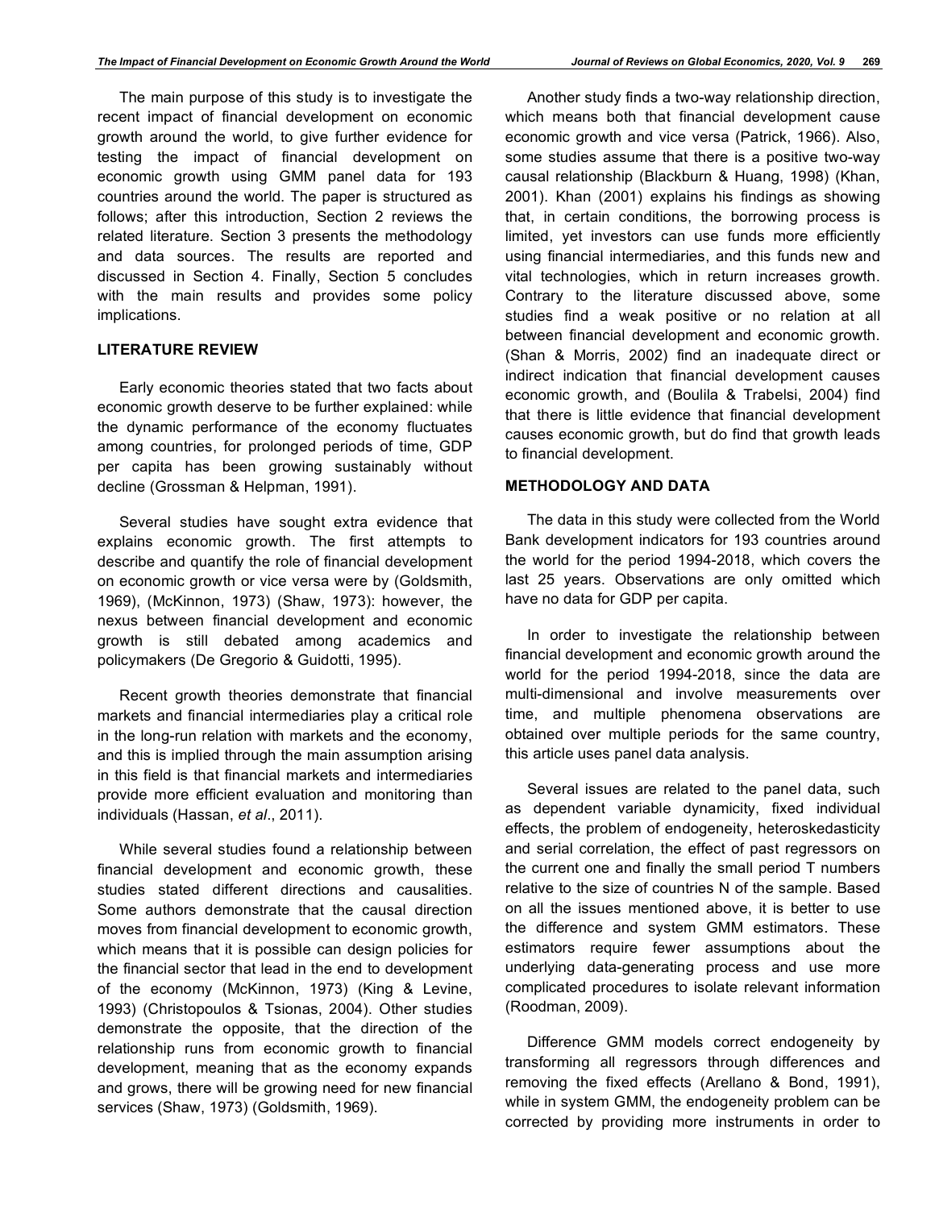The main purpose of this study is to investigate the recent impact of financial development on economic growth around the world, to give further evidence for testing the impact of financial development on economic growth using GMM panel data for 193 countries around the world. The paper is structured as follows; after this introduction, Section 2 reviews the related literature. Section 3 presents the methodology and data sources. The results are reported and discussed in Section 4. Finally, Section 5 concludes with the main results and provides some policy implications.

## LITERATURE REVIEW

Early economic theories stated that two facts about economic growth deserve to be further explained: while the dynamic performance of the economy fluctuates among countries, for prolonged periods of time, GDP per capita has been growing sustainably without decline (Grossman & Helpman, 1991).

Several studies have sought extra evidence that explains economic growth. The first attempts to describe and quantify the role of financial development on economic growth or vice versa were by (Goldsmith, 1969), (McKinnon, 1973) (Shaw, 1973): however, the nexus between financial development and economic growth is still debated among academics and policymakers (De Gregorio & Guidotti, 1995).

Recent growth theories demonstrate that financial markets and financial intermediaries play a critical role in the long-run relation with markets and the economy, and this is implied through the main assumption arising in this field is that financial markets and intermediaries provide more efficient evaluation and monitoring than individuals (Hassan, *et al*., 2011).

While several studies found a relationship between financial development and economic growth, these studies stated different directions and causalities. Some authors demonstrate that the causal direction moves from financial development to economic growth, which means that it is possible can design policies for the financial sector that lead in the end to development of the economy (McKinnon, 1973) (King & Levine, 1993) (Christopoulos & Tsionas, 2004). Other studies demonstrate the opposite, that the direction of the relationship runs from economic growth to financial development, meaning that as the economy expands and grows, there will be growing need for new financial services (Shaw, 1973) (Goldsmith, 1969).

Another study finds a two-way relationship direction, which means both that financial development cause economic growth and vice versa (Patrick, 1966). Also, some studies assume that there is a positive two-way causal relationship (Blackburn & Huang, 1998) (Khan, 2001). Khan (2001) explains his findings as showing that, in certain conditions, the borrowing process is limited, yet investors can use funds more efficiently using financial intermediaries, and this funds new and vital technologies, which in return increases growth. Contrary to the literature discussed above, some studies find a weak positive or no relation at all between financial development and economic growth. (Shan & Morris, 2002) find an inadequate direct or indirect indication that financial development causes economic growth, and (Boulila & Trabelsi, 2004) find that there is little evidence that financial development causes economic growth, but do find that growth leads to financial development.

## METHODOLOGY AND DATA

The data in this study were collected from the World Bank development indicators for 193 countries around the world for the period 1994-2018, which covers the last 25 years. Observations are only omitted which have no data for GDP per capita.

In order to investigate the relationship between financial development and economic growth around the world for the period 1994-2018, since the data are multi-dimensional and involve measurements over time, and multiple phenomena observations are obtained over multiple periods for the same country, this article uses panel data analysis.

Several issues are related to the panel data, such as dependent variable dynamicity, fixed individual effects, the problem of endogeneity, heteroskedasticity and serial correlation, the effect of past regressors on the current one and finally the small period T numbers relative to the size of countries N of the sample. Based on all the issues mentioned above, it is better to use the difference and system GMM estimators. These estimators require fewer assumptions about the underlying data-generating process and use more complicated procedures to isolate relevant information (Roodman, 2009).

Difference GMM models correct endogeneity by transforming all regressors through differences and removing the fixed effects (Arellano & Bond, 1991), while in system GMM, the endogeneity problem can be corrected by providing more instruments in order to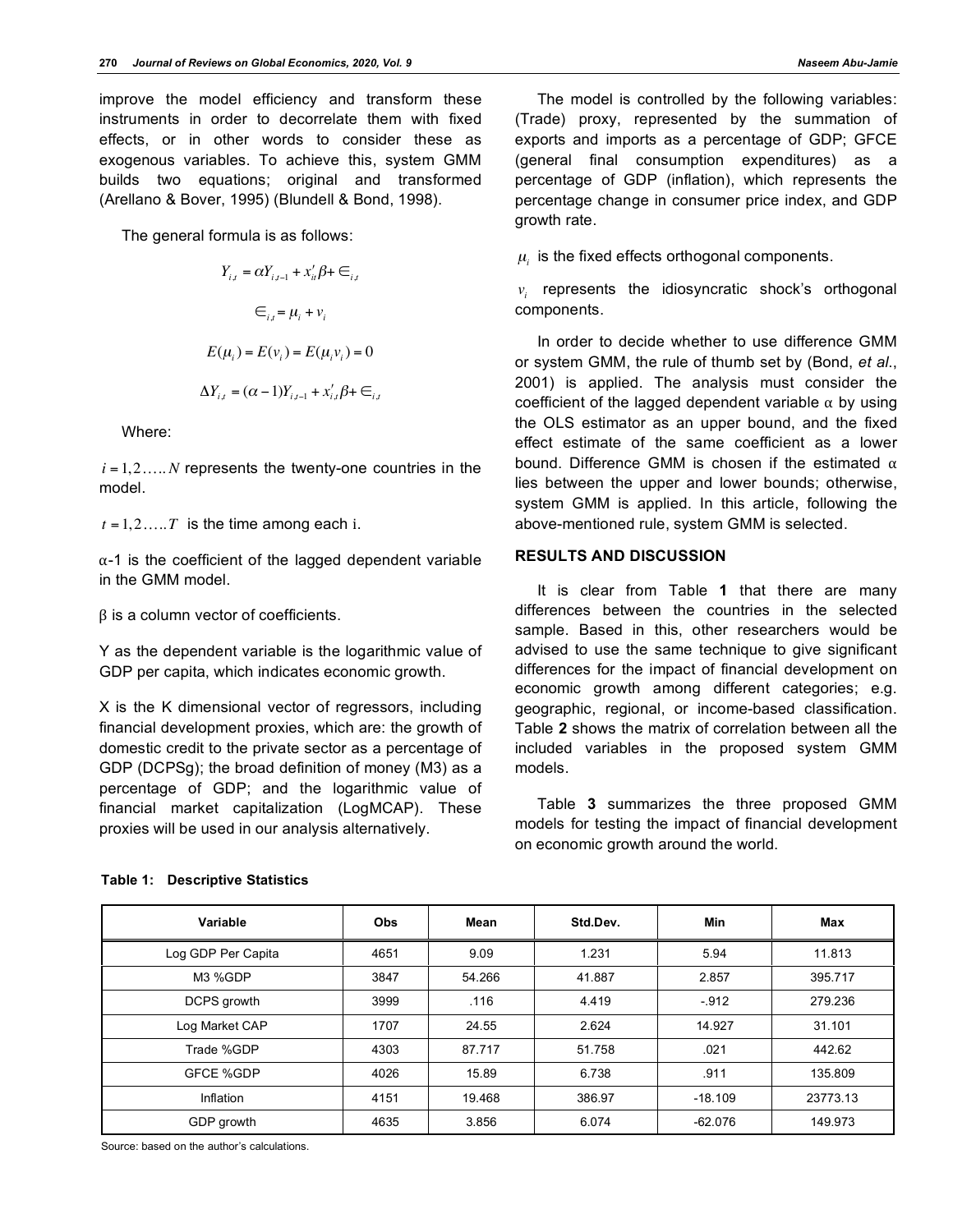improve the model efficiency and transform these instruments in order to decorrelate them with fixed effects, or in other words to consider these as exogenous variables. To achieve this, system GMM builds two equations; original and transformed (Arellano & Bover, 1995) (Blundell & Bond, 1998).

The general formula is as follows:

$$Y_{i,t} = \alpha Y_{i,t-1} + x_{it}'\beta + \in_{i,t}$$

$$\in_{i,t} = \mu_i + v_i$$

$$E(\mu_i) = E(v_i) = E(\mu_i v_i) = 0$$

$$\Delta Y_{i,t} = (\alpha - 1)Y_{i,t-1} + x_{i,t}'\beta + \in_{i,t}$$

Where:

$i = 1,2.....N$ represents the twenty-one countries in the model.

$t = 1,2.....T$ is the time among each i.

α-1 is the coefficient of the lagged dependent variable in the GMM model.

β is a column vector of coefficients.

Y as the dependent variable is the logarithmic value of GDP per capita, which indicates economic growth.

X is the K dimensional vector of regressors, including financial development proxies, which are: the growth of domestic credit to the private sector as a percentage of GDP (DCPSg); the broad definition of money (M3) as a percentage of GDP; and the logarithmic value of financial market capitalization (LogMCAP). These proxies will be used in our analysis alternatively.

The model is controlled by the following variables: (Trade) proxy, represented by the summation of exports and imports as a percentage of GDP; GFCE (general final consumption expenditures) as a percentage of GDP (inflation), which represents the percentage change in consumer price index, and GDP growth rate.

$\mu_i$ is the fixed effects orthogonal components.

$v_i$ represents the idiosyncratic shock's orthogonal components.

In order to decide whether to use difference GMM or system GMM, the rule of thumb set by (Bond, *et al.*, 2001) is applied. The analysis must consider the coefficient of the lagged dependent variable α by using the OLS estimator as an upper bound, and the fixed effect estimate of the same coefficient as a lower bound. Difference GMM is chosen if the estimated α lies between the upper and lower bounds; otherwise, system GMM is applied. In this article, following the above-mentioned rule, system GMM is selected.

## RESULTS AND DISCUSSION

It is clear from Table **1** that there are many differences between the countries in the selected sample. Based in this, other researchers would be advised to use the same technique to give significant differences for the impact of financial development on economic growth among different categories; e.g. geographic, regional, or income-based classification. Table **2** shows the matrix of correlation between all the included variables in the proposed system GMM models.

Table **3** summarizes the three proposed GMM models for testing the impact of financial development on economic growth around the world.

**Table 1: Descriptive Statistics**

| Variable | Obs | Mean | Std.Dev. | Min | Max |
|---|---|---|---|---|---|
| Log GDP Per Capita | 4651 | 9.09 | 1.231 | 5.94 | 11.813 |
| M3 %GDP | 3847 | 54.266 | 41.887 | 2.857 | 395.717 |
| DCPS growth | 3999 | .116 | 4.419 | -.912 | 279.236 |
| Log Market CAP | 1707 | 24.55 | 2.624 | 14.927 | 31.101 |
| Trade %GDP | 4303 | 87.717 | 51.758 | .021 | 442.62 |
| GFCE %GDP | 4026 | 15.89 | 6.738 | .911 | 135.809 |
| Inflation | 4151 | 19.468 | 386.97 | -18.109 | 23773.13 |
| GDP growth | 4635 | 3.856 | 6.074 | -62.076 | 149.973 |

Source: based on the author's calculations.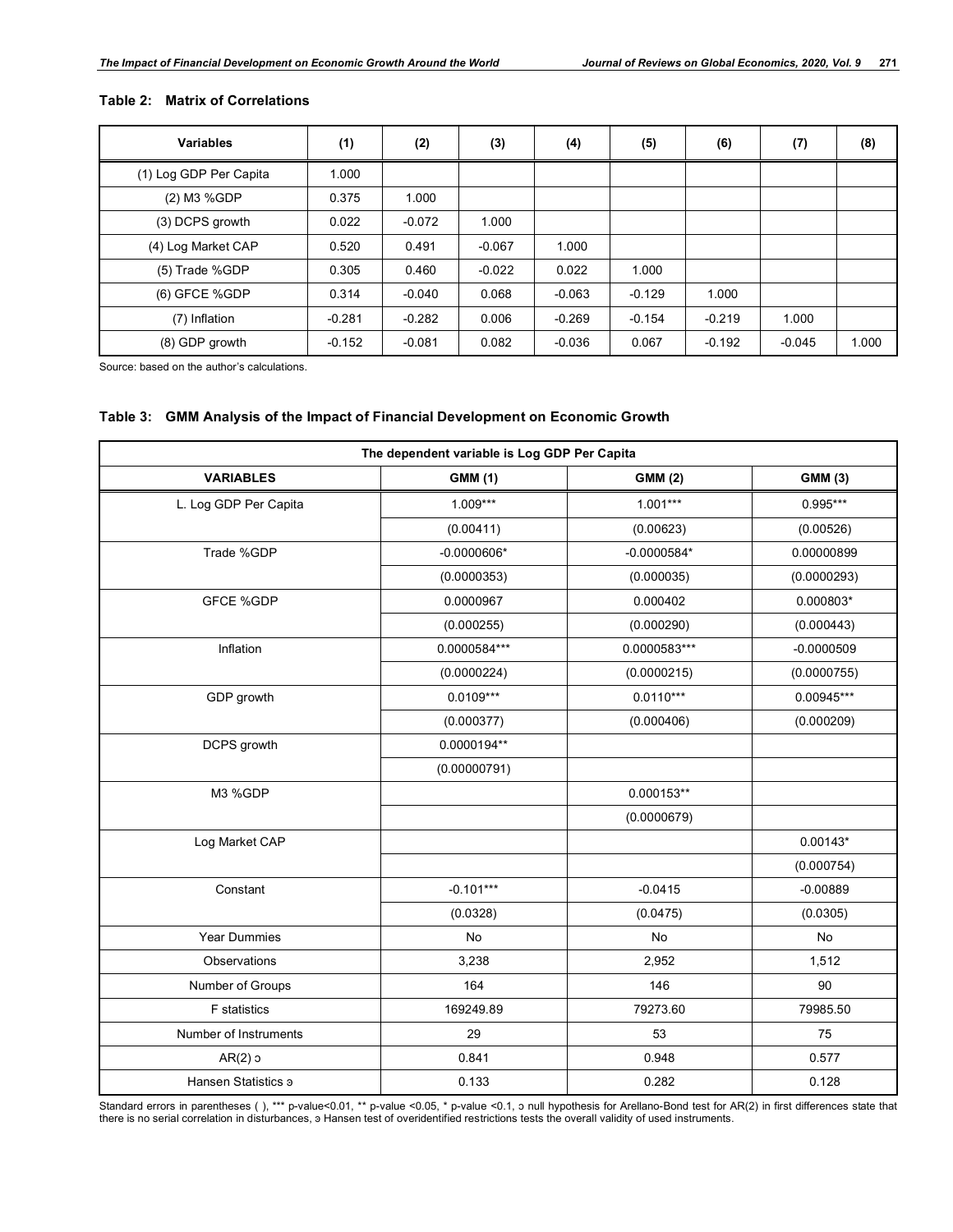**Table 2: Matrix of Correlations**

| Variables | (1) | (2) | (3) | (4) | (5) | (6) | (7) | (8) |
|---|---|---|---|---|---|---|---|---|
| (1) Log GDP Per Capita | 1.000 | | | | | | | |
| (2) M3 %GDP | 0.375 | 1.000 | | | | | | |
| (3) DCPS growth | 0.022 | -0.072 | 1.000 | | | | | |
| (4) Log Market CAP | 0.520 | 0.491 | -0.067 | 1.000 | | | | |
| (5) Trade %GDP | 0.305 | 0.460 | -0.022 | 0.022 | 1.000 | | | |
| (6) GFCE %GDP | 0.314 | -0.040 | 0.068 | -0.063 | -0.129 | 1.000 | | |
| (7) Inflation | -0.281 | -0.282 | 0.006 | -0.269 | -0.154 | -0.219 | 1.000 | |
| (8) GDP growth | -0.152 | -0.081 | 0.082 | -0.036 | 0.067 | -0.192 | -0.045 | 1.000 |

Source: based on the author's calculations.

**Table 3: GMM Analysis of the Impact of Financial Development on Economic Growth**

| The dependent variable is Log GDP Per Capita | | | |
|---|---|---|---|
| **VARIABLES** | **GMM (1)** | **GMM (2)** | **GMM (3)** |
| L. Log GDP Per Capita | 1.009*** | 1.001*** | 0.995*** |
| | (0.00411) | (0.00623) | (0.00526) |
| Trade %GDP | -0.0000606* | -0.0000584* | 0.00000899 |
| | (0.0000353) | (0.000035) | (0.0000293) |
| GFCE %GDP | 0.0000967 | 0.000402 | 0.000803* |
| | (0.000255) | (0.000290) | (0.000443) |
| Inflation | 0.0000584*** | 0.0000583*** | -0.0000509 |
| | (0.0000224) | (0.0000215) | (0.0000755) |
| GDP growth | 0.0109*** | 0.0110*** | 0.00945*** |
| | (0.000377) | (0.000406) | (0.000209) |
| DCPS growth | 0.0000194** | | |
| | (0.00000791) | | |
| M3 %GDP | | 0.000153** | |
| | | (0.0000679) | |
| Log Market CAP | | | 0.00143* |
| | | | (0.000754) |
| Constant | -0.101*** | -0.0415 | -0.00889 |
| | (0.0328) | (0.0475) | (0.0305) |
| Year Dummies | No | No | No |
| Observations | 3,238 | 2,952 | 1,512 |
| Number of Groups | 164 | 146 | 90 |
| F statistics | 169249.89 | 79273.60 | 79985.50 |
| Number of Instruments | 29 | 53 | 75 |
| AR(2) ɔ | 0.841 | 0.948 | 0.577 |
| Hansen Statistics ɘ | 0.133 | 0.282 | 0.128 |

Standard errors in parentheses ( ), *** p-value<0.01, ** p-value <0.05, * p-value <0.1, ɔ null hypothesis for Arellano-Bond test for AR(2) in first differences state that there is no serial correlation in disturbances, ɘ Hansen test of overidentified restrictions tests the overall validity of used instruments.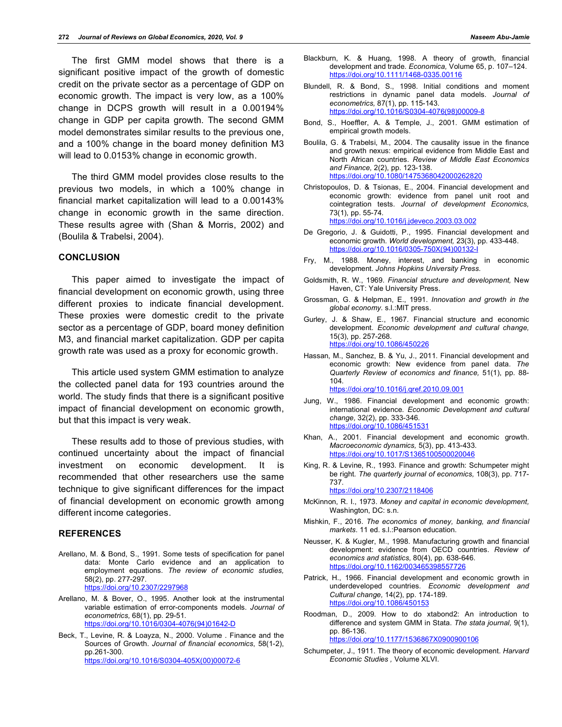The first GMM model shows that there is a significant positive impact of the growth of domestic credit on the private sector as a percentage of GDP on economic growth. The impact is very low, as a 100% change in DCPS growth will result in a 0.00194% change in GDP per capita growth. The second GMM model demonstrates similar results to the previous one, and a 100% change in the board money definition M3 will lead to 0.0153% change in economic growth.

The third GMM model provides close results to the previous two models, in which a 100% change in financial market capitalization will lead to a 0.00143% change in economic growth in the same direction. These results agree with (Shan & Morris, 2002) and (Boulila & Trabelsi, 2004).

## CONCLUSION

This paper aimed to investigate the impact of financial development on economic growth, using three different proxies to indicate financial development. These proxies were domestic credit to the private sector as a percentage of GDP, board money definition M3, and financial market capitalization. GDP per capita growth rate was used as a proxy for economic growth.

This article used system GMM estimation to analyze the collected panel data for 193 countries around the world. The study finds that there is a significant positive impact of financial development on economic growth, but that this impact is very weak.

These results add to those of previous studies, with continued uncertainty about the impact of financial investment on economic development. It is recommended that other researchers use the same technique to give significant differences for the impact of financial development on economic growth among different income categories.

## REFERENCES

Arellano, M. & Bond, S., 1991. Some tests of specification for panel data: Monte Carlo evidence and an application to employment equations. *The review of economic studies,* 58(2), pp. 277-297. https://doi.org/10.2307/2297968

Arellano, M. & Bover, O., 1995. Another look at the instrumental variable estimation of error-components models. *Journal of econometrics,* 68(1), pp. 29-51. https://doi.org/10.1016/0304-4076(94)01642-D

Beck, T., Levine, R. & Loayza, N., 2000. Volume . Finance and the Sources of Growth. *Journal of financial economics*, 58(1-2), pp.261-300. https://doi.org/10.1016/S0304-405X(00)00072-6

Blackburn, K. & Huang, 1998. A theory of growth, financial development and trade. *Economica,* Volume 65, p. 107–124. https://doi.org/10.1111/1468-0335.00116

Blundell, R. & Bond, S., 1998. Initial conditions and moment restrictions in dynamic panel data models. *Journal of econometrics,* 87(1), pp. 115-143. https://doi.org/10.1016/S0304-4076(98)00009-8

Bond, S., Hoeffler, A. & Temple, J., 2001. GMM estimation of empirical growth models.

Boulila, G. & Trabelsi, M., 2004. The causality issue in the finance and growth nexus: empirical evidence from Middle East and North African countries. *Review of Middle East Economics and Finance,* 2(2), pp. 123-138. https://doi.org/10.1080/1475368042000262820

Christopoulos, D. & Tsionas, E., 2004. Financial development and economic growth: evidence from panel unit root and cointegration tests. *Journal of development Economics,* 73(1), pp. 55-74. https://doi.org/10.1016/j.jdeveco.2003.03.002

De Gregorio, J. & Guidotti, P., 1995. Financial development and economic growth. *World development,* 23(3), pp. 433-448. https://doi.org/10.1016/0305-750X(94)00132-I

Fry, M., 1988. Money, interest, and banking in economic development. *Johns Hopkins University Press.*

Goldsmith, R. W., 1969. *Financial structure and development,* New Haven, CT: Yale University Press.

Grossman, G. & Helpman, E., 1991. *Innovation and growth in the global economy.* s.l.:MIT press.

Gurley, J. & Shaw, E., 1967. Financial structure and economic development. *Economic development and cultural change,* 15(3), pp. 257-268. https://doi.org/10.1086/450226

Hassan, M., Sanchez, B. & Yu, J., 2011. Financial development and economic growth: New evidence from panel data. *The Quarterly Review of economics and finance,* 51(1), pp. 88-104. https://doi.org/10.1016/j.qref.2010.09.001

Jung, W., 1986. Financial development and economic growth: international evidence. *Economic Development and cultural change,* 32(2), pp. 333-346. https://doi.org/10.1086/451531

Khan, A., 2001. Financial development and economic growth. *Macroeconomic dynamics,* 5(3), pp. 413-433. https://doi.org/10.1017/S1365100500020046

King, R. & Levine, R., 1993. Finance and growth: Schumpeter might be right. *The quarterly journal of economics,* 108(3), pp. 717-737. https://doi.org/10.2307/2118406

McKinnon, R. I., 1973. *Money and capital in economic development,* Washington, DC: s.n.

Mishkin, F., 2016. *The economics of money, banking, and financial markets.* 11 ed. s.l.:Pearson education.

Neusser, K. & Kugler, M., 1998. Manufacturing growth and financial development: evidence from OECD countries. *Review of economics and statistics,* 80(4), pp. 638-646. https://doi.org/10.1162/003465398557726

Patrick, H., 1966. Financial development and economic growth in underdeveloped countries. *Economic development and Cultural change,* 14(2), pp. 174-189. https://doi.org/10.1086/450153

Roodman, D., 2009. How to do xtabond2: An introduction to difference and system GMM in Stata. *The stata journal,* 9(1), pp. 86-136. https://doi.org/10.1177/1536867X0900900106

Schumpeter, J., 1911. The theory of economic development. *Harvard Economic Studies ,* Volume XLVI.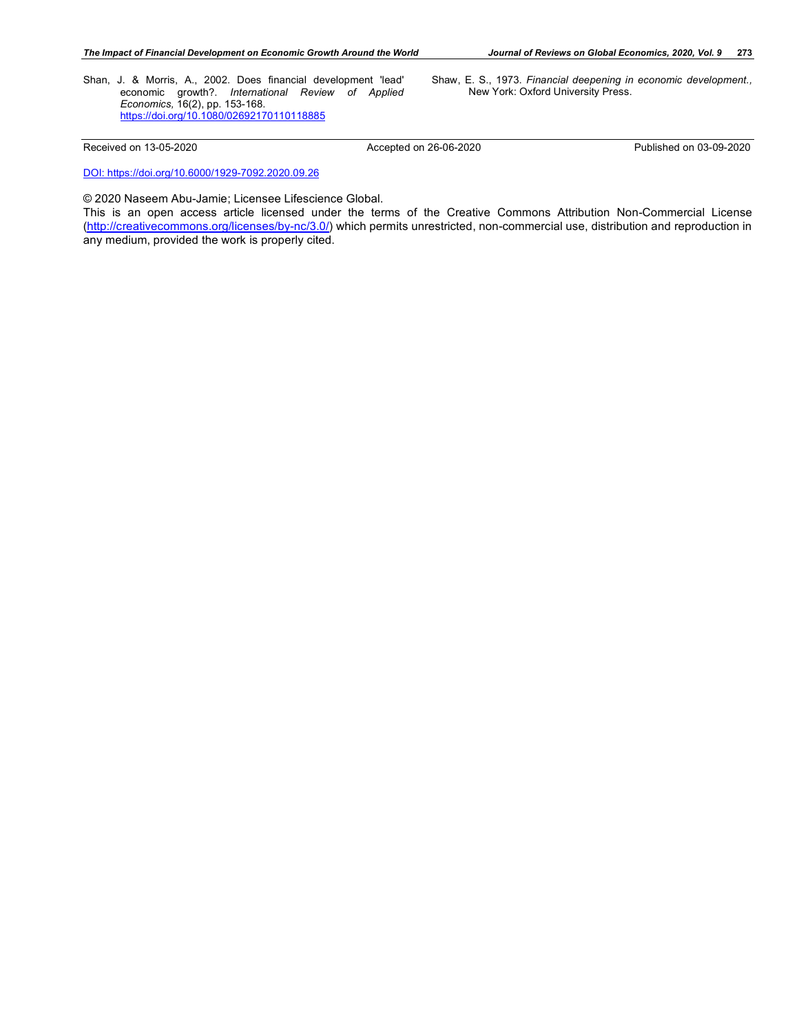Shan, J. & Morris, A., 2002. Does financial development 'lead' economic growth?. *International Review of Applied Economics,* 16(2), pp. 153-168. https://doi.org/10.1080/02692170110118885

Shaw, E. S., 1973. *Financial deepening in economic development.,* New York: Oxford University Press.

---

Received on 13-05-2020 Accepted on 26-06-2020 Published on 03-09-2020

DOI: https://doi.org/10.6000/1929-7092.2020.09.26

© 2020 Naseem Abu-Jamie; Licensee Lifescience Global.

This is an open access article licensed under the terms of the Creative Commons Attribution Non-Commercial License (http://creativecommons.org/licenses/by-nc/3.0/) which permits unrestricted, non-commercial use, distribution and reproduction in any medium, provided the work is properly cited.